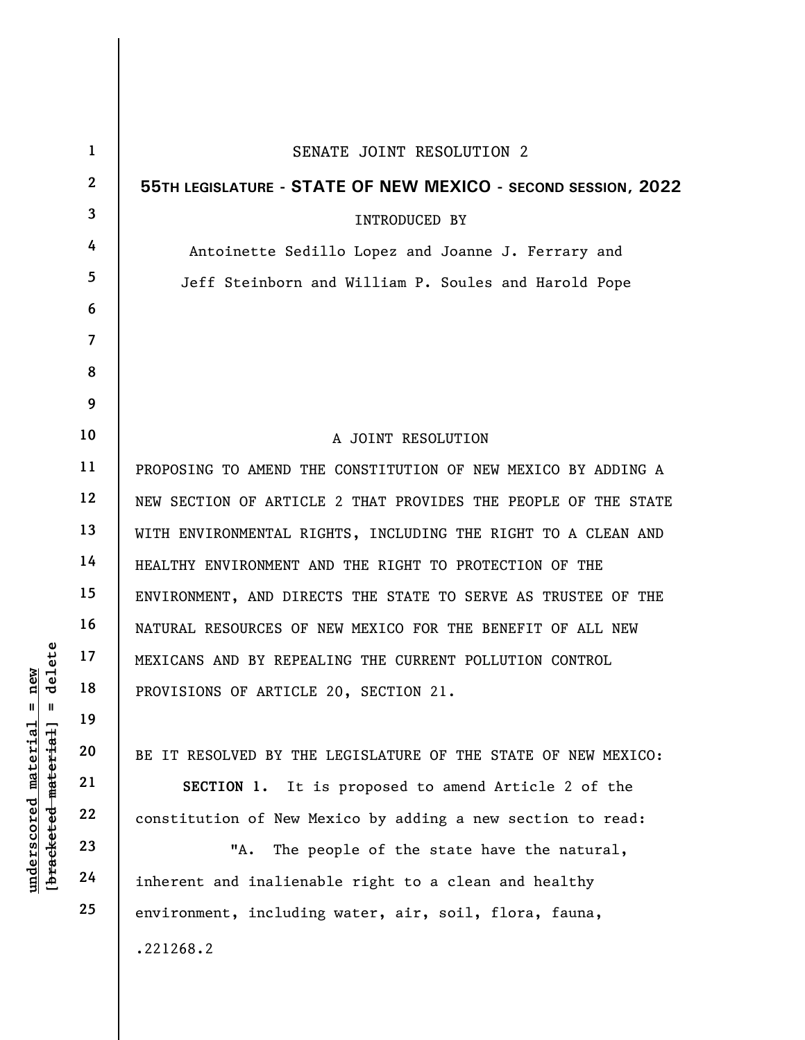SENATE JOINT RESOLUTION 2

**55TH LEGISLATURE - STATE OF NEW MEXICO - SECOND SESSION, 2022**

INTRODUCED BY

Antoinette Sedillo Lopez and Joanne J. Ferrary and Jeff Steinborn and William P. Soules and Harold Pope

A JOINT RESOLUTION

PROPOSING TO AMEND THE CONSTITUTION OF NEW MEXICO BY ADDING A NEW SECTION OF ARTICLE 2 THAT PROVIDES THE PEOPLE OF THE STATE WITH ENVIRONMENTAL RIGHTS, INCLUDING THE RIGHT TO A CLEAN AND HEALTHY ENVIRONMENT AND THE RIGHT TO PROTECTION OF THE ENVIRONMENT, AND DIRECTS THE STATE TO SERVE AS TRUSTEE OF THE NATURAL RESOURCES OF NEW MEXICO FOR THE BENEFIT OF ALL NEW MEXICANS AND BY REPEALING THE CURRENT POLLUTION CONTROL PROVISIONS OF ARTICLE 20, SECTION 21.

BE IT RESOLVED BY THE LEGISLATURE OF THE STATE OF NEW MEXICO:

**SECTION 1.** It is proposed to amend Article 2 of the constitution of New Mexico by adding a new section to read:

"A. The people of the state have the natural, inherent and inalienable right to a clean and healthy environment, including water, air, soil, flora, fauna,

.221268.2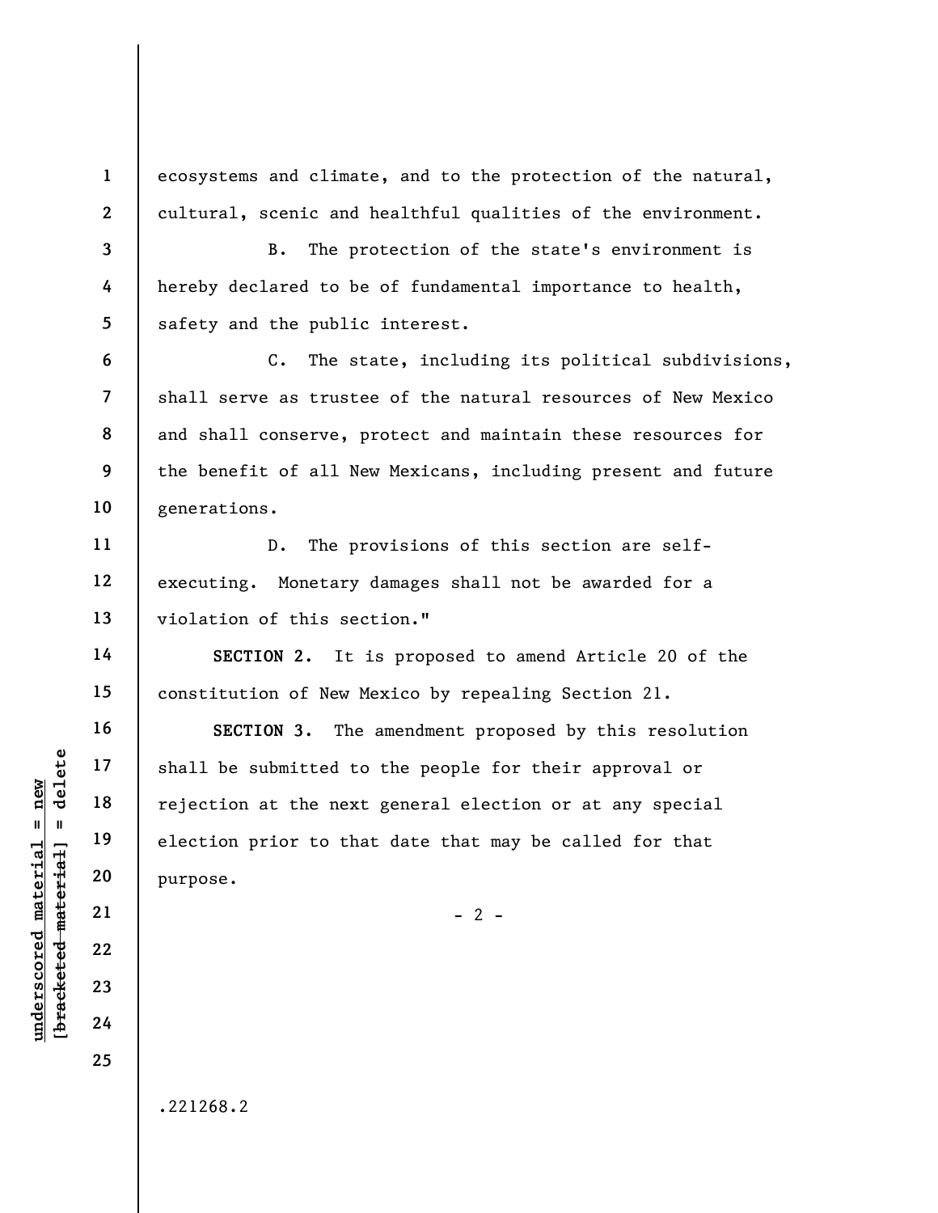ecosystems and climate, and to the protection of the natural, cultural, scenic and healthful qualities of the environment.

B. The protection of the state's environment is hereby declared to be of fundamental importance to health, safety and the public interest.

C. The state, including its political subdivisions, shall serve as trustee of the natural resources of New Mexico and shall conserve, protect and maintain these resources for the benefit of all New Mexicans, including present and future generations.

D. The provisions of this section are self-executing. Monetary damages shall not be awarded for a violation of this section."

**SECTION 2.** It is proposed to amend Article 20 of the constitution of New Mexico by repealing Section 21.

**SECTION 3.** The amendment proposed by this resolution shall be submitted to the people for their approval or rejection at the next general election or at any special election prior to that date that may be called for that purpose.

.221268.2